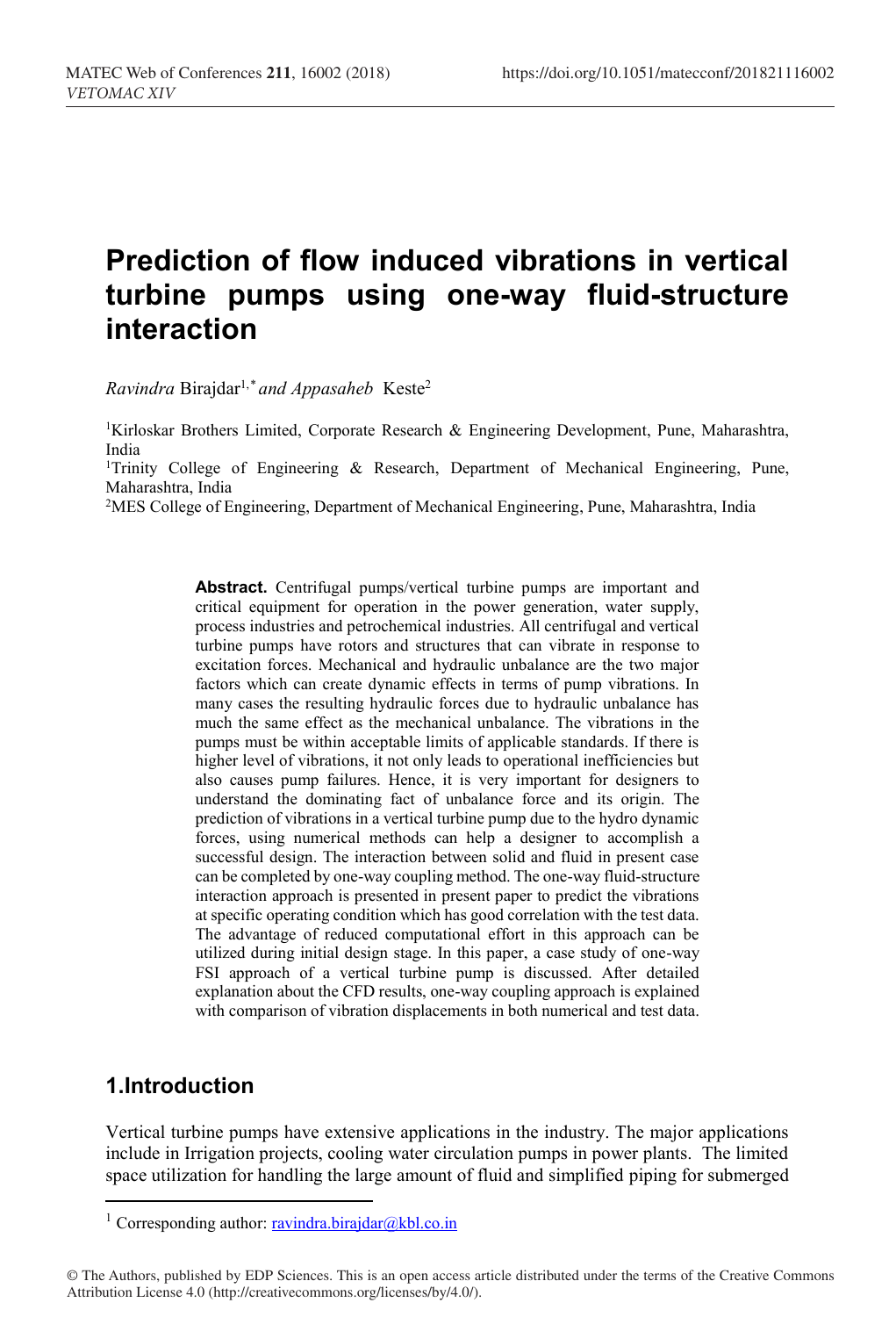# Prediction of flow induced vibrations in vertical turbine pumps using one-way fluid-structure interaction

*Ravindra* Birajdar[1,*] *and Appasaheb* Keste[2]

[1]Kirloskar Brothers Limited, Corporate Research & Engineering Development, Pune, Maharashtra, India

[1]Trinity College of Engineering & Research, Department of Mechanical Engineering, Pune, Maharashtra, India

[2]MES College of Engineering, Department of Mechanical Engineering, Pune, Maharashtra, India

**Abstract.** Centrifugal pumps/vertical turbine pumps are important and critical equipment for operation in the power generation, water supply, process industries and petrochemical industries. All centrifugal and vertical turbine pumps have rotors and structures that can vibrate in response to excitation forces. Mechanical and hydraulic unbalance are the two major factors which can create dynamic effects in terms of pump vibrations. In many cases the resulting hydraulic forces due to hydraulic unbalance has much the same effect as the mechanical unbalance. The vibrations in the pumps must be within acceptable limits of applicable standards. If there is higher level of vibrations, it not only leads to operational inefficiencies but also causes pump failures. Hence, it is very important for designers to understand the dominating fact of unbalance force and its origin. The prediction of vibrations in a vertical turbine pump due to the hydro dynamic forces, using numerical methods can help a designer to accomplish a successful design. The interaction between solid and fluid in present case can be completed by one-way coupling method. The one-way fluid-structure interaction approach is presented in present paper to predict the vibrations at specific operating condition which has good correlation with the test data. The advantage of reduced computational effort in this approach can be utilized during initial design stage. In this paper, a case study of one-way FSI approach of a vertical turbine pump is discussed. After detailed explanation about the CFD results, one-way coupling approach is explained with comparison of vibration displacements in both numerical and test data.

## 1.Introduction

Vertical turbine pumps have extensive applications in the industry. The major applications include in Irrigation projects, cooling water circulation pumps in power plants. The limited space utilization for handling the large amount of fluid and simplified piping for submerged

[1] Corresponding author: ravindra.birajdar@kbl.co.in

© The Authors, published by EDP Sciences. This is an open access article distributed under the terms of the Creative Commons Attribution License 4.0 (http://creativecommons.org/licenses/by/4.0/).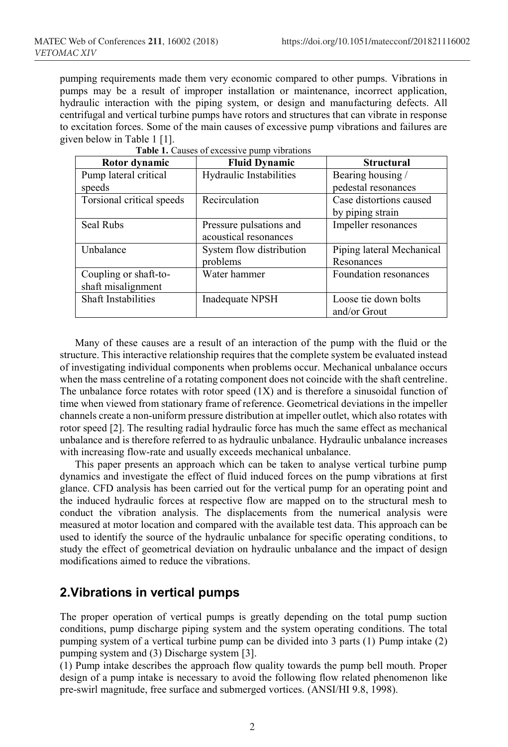pumping requirements made them very economic compared to other pumps. Vibrations in pumps may be a result of improper installation or maintenance, incorrect application, hydraulic interaction with the piping system, or design and manufacturing defects. All centrifugal and vertical turbine pumps have rotors and structures that can vibrate in response to excitation forces. Some of the main causes of excessive pump vibrations and failures are given below in Table 1 [1].

**Table 1.** Causes of excessive pump vibrations

| Rotor dynamic | Fluid Dynamic | Structural |
|---|---|---|
| Pump lateral critical speeds | Hydraulic Instabilities | Bearing housing / pedestal resonances |
| Torsional critical speeds | Recirculation | Case distortions caused by piping strain |
| Seal Rubs | Pressure pulsations and acoustical resonances | Impeller resonances |
| Unbalance | System flow distribution problems | Piping lateral Mechanical Resonances |
| Coupling or shaft-to-shaft misalignment | Water hammer | Foundation resonances |
| Shaft Instabilities | Inadequate NPSH | Loose tie down bolts and/or Grout |

Many of these causes are a result of an interaction of the pump with the fluid or the structure. This interactive relationship requires that the complete system be evaluated instead of investigating individual components when problems occur. Mechanical unbalance occurs when the mass centreline of a rotating component does not coincide with the shaft centreline. The unbalance force rotates with rotor speed (1X) and is therefore a sinusoidal function of time when viewed from stationary frame of reference. Geometrical deviations in the impeller channels create a non-uniform pressure distribution at impeller outlet, which also rotates with rotor speed [2]. The resulting radial hydraulic force has much the same effect as mechanical unbalance and is therefore referred to as hydraulic unbalance. Hydraulic unbalance increases with increasing flow-rate and usually exceeds mechanical unbalance.

This paper presents an approach which can be taken to analyse vertical turbine pump dynamics and investigate the effect of fluid induced forces on the pump vibrations at first glance. CFD analysis has been carried out for the vertical pump for an operating point and the induced hydraulic forces at respective flow are mapped on to the structural mesh to conduct the vibration analysis. The displacements from the numerical analysis were measured at motor location and compared with the available test data. This approach can be used to identify the source of the hydraulic unbalance for specific operating conditions, to study the effect of geometrical deviation on hydraulic unbalance and the impact of design modifications aimed to reduce the vibrations.

## 2.Vibrations in vertical pumps

The proper operation of vertical pumps is greatly depending on the total pump suction conditions, pump discharge piping system and the system operating conditions. The total pumping system of a vertical turbine pump can be divided into 3 parts (1) Pump intake (2) pumping system and (3) Discharge system [3].

(1) Pump intake describes the approach flow quality towards the pump bell mouth. Proper design of a pump intake is necessary to avoid the following flow related phenomenon like pre-swirl magnitude, free surface and submerged vortices. (ANSI/HI 9.8, 1998).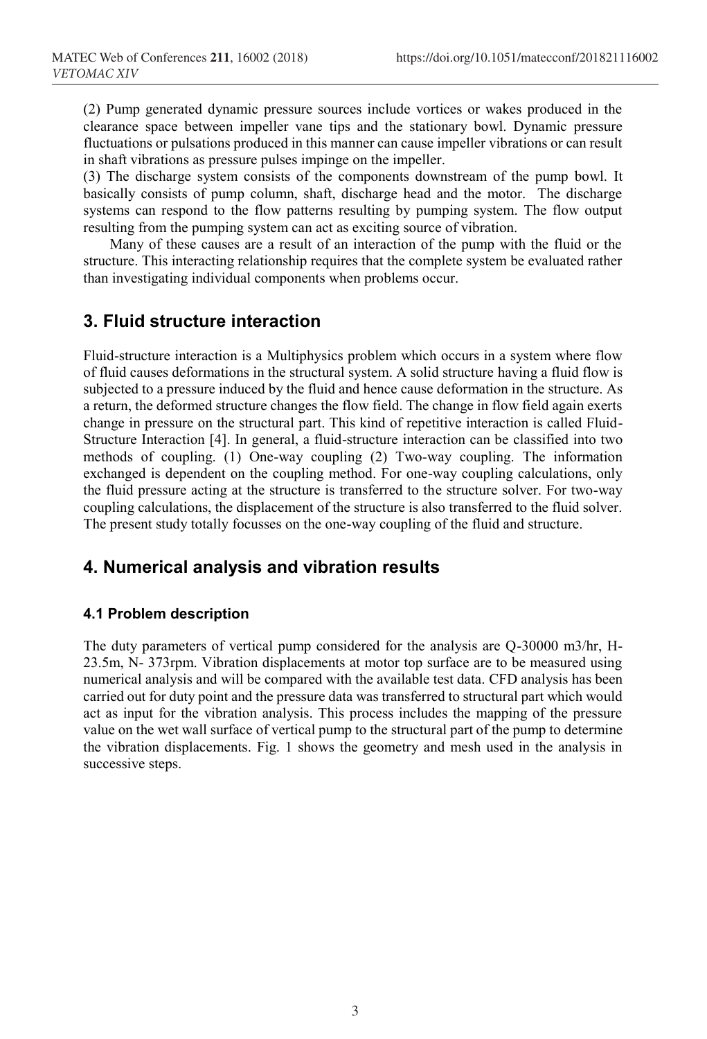(2) Pump generated dynamic pressure sources include vortices or wakes produced in the clearance space between impeller vane tips and the stationary bowl. Dynamic pressure fluctuations or pulsations produced in this manner can cause impeller vibrations or can result in shaft vibrations as pressure pulses impinge on the impeller.

(3) The discharge system consists of the components downstream of the pump bowl. It basically consists of pump column, shaft, discharge head and the motor. The discharge systems can respond to the flow patterns resulting by pumping system. The flow output resulting from the pumping system can act as exciting source of vibration.

Many of these causes are a result of an interaction of the pump with the fluid or the structure. This interacting relationship requires that the complete system be evaluated rather than investigating individual components when problems occur.

## 3. Fluid structure interaction

Fluid-structure interaction is a Multiphysics problem which occurs in a system where flow of fluid causes deformations in the structural system. A solid structure having a fluid flow is subjected to a pressure induced by the fluid and hence cause deformation in the structure. As a return, the deformed structure changes the flow field. The change in flow field again exerts change in pressure on the structural part. This kind of repetitive interaction is called Fluid-Structure Interaction [4]. In general, a fluid-structure interaction can be classified into two methods of coupling. (1) One-way coupling (2) Two-way coupling. The information exchanged is dependent on the coupling method. For one-way coupling calculations, only the fluid pressure acting at the structure is transferred to the structure solver. For two-way coupling calculations, the displacement of the structure is also transferred to the fluid solver. The present study totally focusses on the one-way coupling of the fluid and structure.

## 4. Numerical analysis and vibration results

### 4.1 Problem description

The duty parameters of vertical pump considered for the analysis are Q-30000 m3/hr, H-23.5m, N- 373rpm. Vibration displacements at motor top surface are to be measured using numerical analysis and will be compared with the available test data. CFD analysis has been carried out for duty point and the pressure data was transferred to structural part which would act as input for the vibration analysis. This process includes the mapping of the pressure value on the wet wall surface of vertical pump to the structural part of the pump to determine the vibration displacements. Fig. 1 shows the geometry and mesh used in the analysis in successive steps.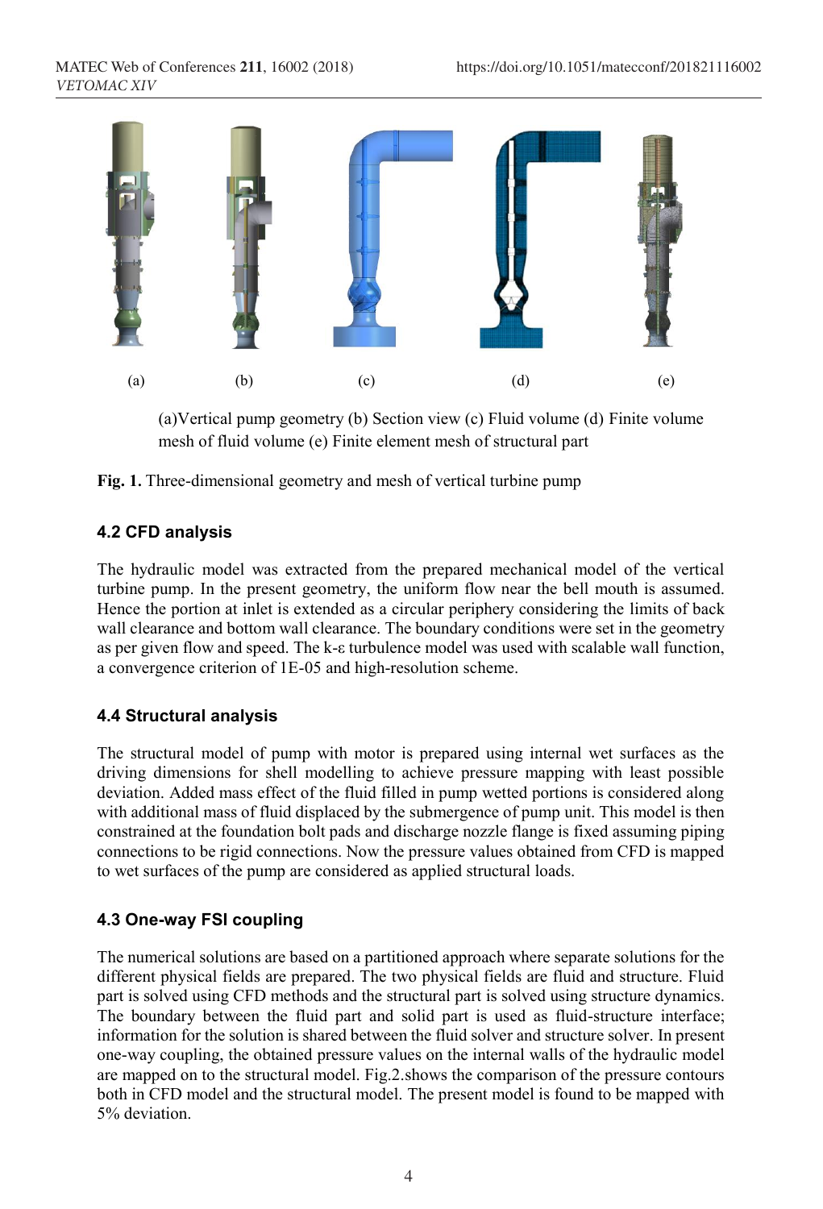(a) (b) (c) (d) (e)

(a)Vertical pump geometry (b) Section view (c) Fluid volume (d) Finite volume mesh of fluid volume (e) Finite element mesh of structural part

**Fig. 1.** Three-dimensional geometry and mesh of vertical turbine pump

### 4.2 CFD analysis

The hydraulic model was extracted from the prepared mechanical model of the vertical turbine pump. In the present geometry, the uniform flow near the bell mouth is assumed. Hence the portion at inlet is extended as a circular periphery considering the limits of back wall clearance and bottom wall clearance. The boundary conditions were set in the geometry as per given flow and speed. The k-ε turbulence model was used with scalable wall function, a convergence criterion of 1E-05 and high-resolution scheme.

### 4.4 Structural analysis

The structural model of pump with motor is prepared using internal wet surfaces as the driving dimensions for shell modelling to achieve pressure mapping with least possible deviation. Added mass effect of the fluid filled in pump wetted portions is considered along with additional mass of fluid displaced by the submergence of pump unit. This model is then constrained at the foundation bolt pads and discharge nozzle flange is fixed assuming piping connections to be rigid connections. Now the pressure values obtained from CFD is mapped to wet surfaces of the pump are considered as applied structural loads.

### 4.3 One-way FSI coupling

The numerical solutions are based on a partitioned approach where separate solutions for the different physical fields are prepared. The two physical fields are fluid and structure. Fluid part is solved using CFD methods and the structural part is solved using structure dynamics. The boundary between the fluid part and solid part is used as fluid-structure interface; information for the solution is shared between the fluid solver and structure solver. In present one-way coupling, the obtained pressure values on the internal walls of the hydraulic model are mapped on to the structural model. Fig.2.shows the comparison of the pressure contours both in CFD model and the structural model. The present model is found to be mapped with 5% deviation.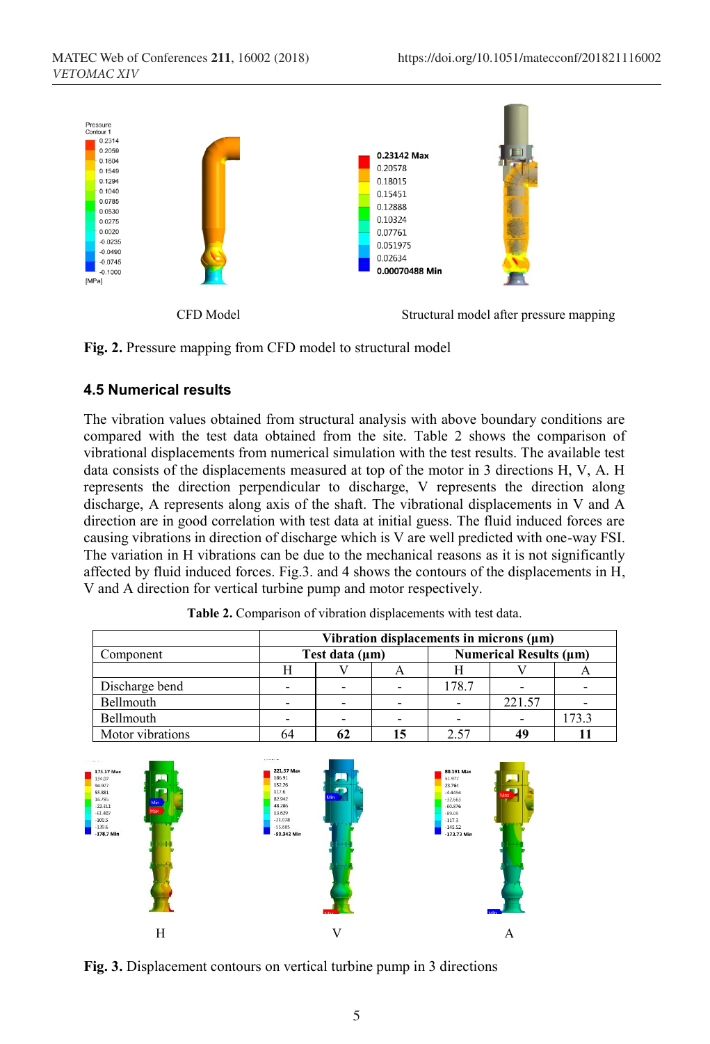CFD Model

Structural model after pressure mapping

**Fig. 2.** Pressure mapping from CFD model to structural model

### 4.5 Numerical results

The vibration values obtained from structural analysis with above boundary conditions are compared with the test data obtained from the site. Table 2 shows the comparison of vibrational displacements from numerical simulation with the test results. The available test data consists of the displacements measured at top of the motor in 3 directions H, V, A. H represents the direction perpendicular to discharge, V represents the direction along discharge, A represents along axis of the shaft. The vibrational displacements in V and A direction are in good correlation with test data at initial guess. The fluid induced forces are causing vibrations in direction of discharge which is V are well predicted with one-way FSI. The variation in H vibrations can be due to the mechanical reasons as it is not significantly affected by fluid induced forces. Fig.3. and 4 shows the contours of the displacements in H, V and A direction for vertical turbine pump and motor respectively.

**Table 2.** Comparison of vibration displacements with test data.

| | **Vibration displacements in microns (µm)** | | | | | |
|---|---|---|---|---|---|---|
| Component | **Test data (µm)** | | | **Numerical Results (µm)** | | |
| | H | V | A | H | V | A |
| Discharge bend | - | - | - | 178.7 | - | - |
| Bellmouth | - | - | - | - | 221.57 | - |
| Bellmouth | - | - | - | - | - | 173.3 |
| Motor vibrations | 64 | **62** | **15** | 2.57 | **49** | **11** |

H V A

**Fig. 3.** Displacement contours on vertical turbine pump in 3 directions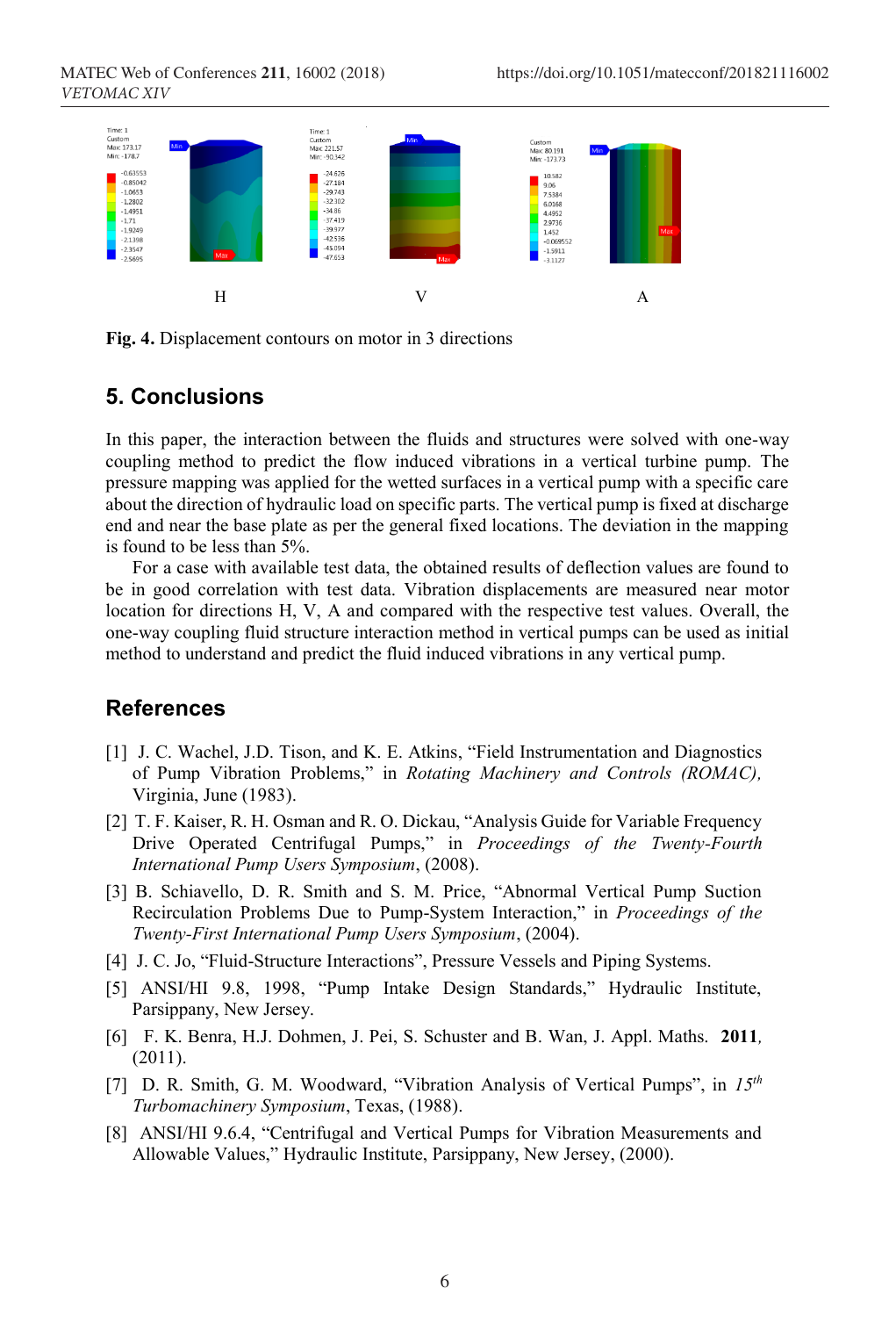H

V

A

**Fig. 4.** Displacement contours on motor in 3 directions

## 5. Conclusions

In this paper, the interaction between the fluids and structures were solved with one-way coupling method to predict the flow induced vibrations in a vertical turbine pump. The pressure mapping was applied for the wetted surfaces in a vertical pump with a specific care about the direction of hydraulic load on specific parts. The vertical pump is fixed at discharge end and near the base plate as per the general fixed locations. The deviation in the mapping is found to be less than 5%.

For a case with available test data, the obtained results of deflection values are found to be in good correlation with test data. Vibration displacements are measured near motor location for directions H, V, A and compared with the respective test values. Overall, the one-way coupling fluid structure interaction method in vertical pumps can be used as initial method to understand and predict the fluid induced vibrations in any vertical pump.

## References

[1] J. C. Wachel, J.D. Tison, and K. E. Atkins, "Field Instrumentation and Diagnostics of Pump Vibration Problems," in *Rotating Machinery and Controls (ROMAC),* Virginia, June (1983).

[2] T. F. Kaiser, R. H. Osman and R. O. Dickau, "Analysis Guide for Variable Frequency Drive Operated Centrifugal Pumps," in *Proceedings of the Twenty-Fourth International Pump Users Symposium*, (2008).

[3] B. Schiavello, D. R. Smith and S. M. Price, "Abnormal Vertical Pump Suction Recirculation Problems Due to Pump-System Interaction," in *Proceedings of the Twenty-First International Pump Users Symposium*, (2004).

[4] J. C. Jo, "Fluid-Structure Interactions", Pressure Vessels and Piping Systems.

[5] ANSI/HI 9.8, 1998, "Pump Intake Design Standards," Hydraulic Institute, Parsippany, New Jersey.

[6] F. K. Benra, H.J. Dohmen, J. Pei, S. Schuster and B. Wan, J. Appl. Maths. **2011**, (2011).

[7] D. R. Smith, G. M. Woodward, "Vibration Analysis of Vertical Pumps", in *15th Turbomachinery Symposium*, Texas, (1988).

[8] ANSI/HI 9.6.4, "Centrifugal and Vertical Pumps for Vibration Measurements and Allowable Values," Hydraulic Institute, Parsippany, New Jersey, (2000).